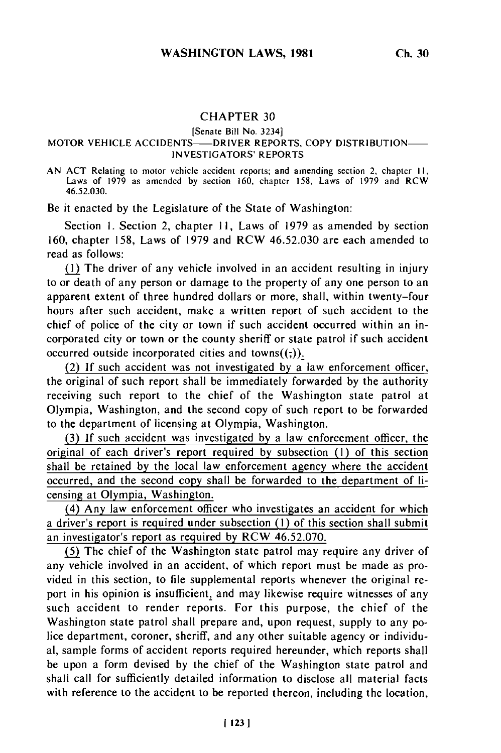## CHAPTER 30

[Senate Bill No. 3234]

MOTOR VEHICLE ACCIDENTS——DRIVER REPORTS, COPY DISTRIBUTION——INVESTIGATORS' REPORTS

AN ACT Relating to motor vehicle accident reports; and amending section 2, chapter 11, Laws of 1979 as amended by section 160, chapter 158, Laws of 1979 and RCW 46.52.030.

Be it enacted by the Legislature of the State of Washington:

Section 1. Section 2, chapter 11, Laws of 1979 as amended by section 160, chapter 158, Laws of 1979 and RCW 46.52.030 are each amended to read as follows:

(1) The driver of any vehicle involved in an accident resulting in injury to or death of any person or damage to the property of any one person to an apparent extent of three hundred dollars or more, shall, within twenty-four hours after such accident, make a written report of such accident to the chief of police of the city or town if such accident occurred within an incorporated city or town or the county sheriff or state patrol if such accident occurred outside incorporated cities and towns((;)).

(2) If such accident was not investigated by a law enforcement officer, the original of such report shall be immediately forwarded by the authority receiving such report to the chief of the Washington state patrol at Olympia, Washington, and the second copy of such report to be forwarded to the department of licensing at Olympia, Washington.

(3) If such accident was investigated by a law enforcement officer, the original of each driver's report required by subsection (1) of this section shall be retained by the local law enforcement agency where the accident occurred, and the second copy shall be forwarded to the department of licensing at Olympia, Washington.

(4) Any law enforcement officer who investigates an accident for which a driver's report is required under subsection (1) of this section shall submit an investigator's report as required by RCW 46.52.070.

(5) The chief of the Washington state patrol may require any driver of any vehicle involved in an accident, of which report must be made as provided in this section, to file supplemental reports whenever the original report in his opinion is insufficient, and may likewise require witnesses of any such accident to render reports. For this purpose, the chief of the Washington state patrol shall prepare and, upon request, supply to any police department, coroner, sheriff, and any other suitable agency or individual, sample forms of accident reports required hereunder, which reports shall be upon a form devised by the chief of the Washington state patrol and shall call for sufficiently detailed information to disclose all material facts with reference to the accident to be reported thereon, including the location,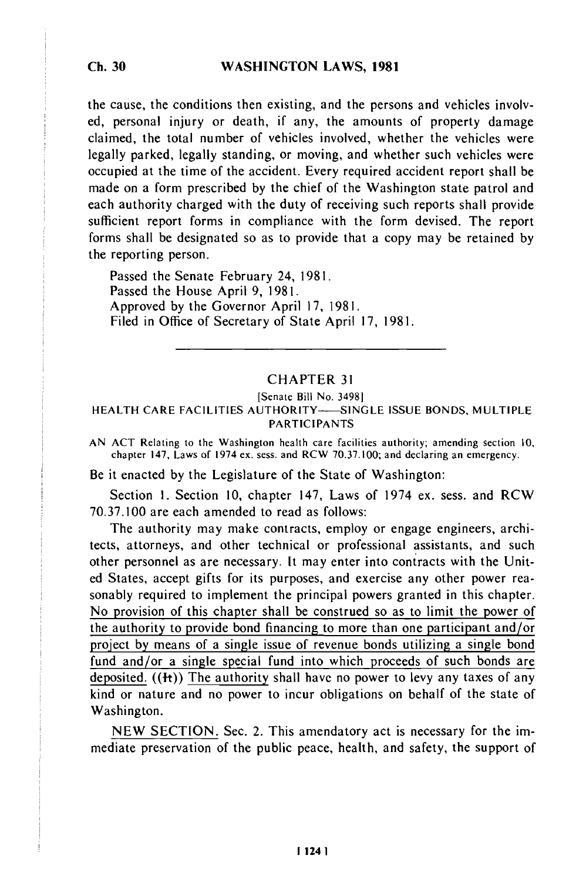the cause, the conditions then existing, and the persons and vehicles involved, personal injury or death, if any, the amounts of property damage claimed, the total number of vehicles involved, whether the vehicles were legally parked, legally standing, or moving, and whether such vehicles were occupied at the time of the accident. Every required accident report shall be made on a form prescribed by the chief of the Washington state patrol and each authority charged with the duty of receiving such reports shall provide sufficient report forms in compliance with the form devised. The report forms shall be designated so as to provide that a copy may be retained by the reporting person.

Passed the Senate February 24, 1981.
Passed the House April 9, 1981.
Approved by the Governor April 17, 1981.
Filed in Office of Secretary of State April 17, 1981.

---

## CHAPTER 31

[Senate Bill No. 3498]

### HEALTH CARE FACILITIES AUTHORITY——SINGLE ISSUE BONDS, MULTIPLE PARTICIPANTS

AN ACT Relating to the Washington health care facilities authority; amending section 10, chapter 147, Laws of 1974 ex. sess. and RCW 70.37.100; and declaring an emergency.

Be it enacted by the Legislature of the State of Washington:

Section 1. Section 10, chapter 147, Laws of 1974 ex. sess. and RCW 70.37.100 are each amended to read as follows:

The authority may make contracts, employ or engage engineers, architects, attorneys, and other technical or professional assistants, and such other personnel as are necessary. It may enter into contracts with the United States, accept gifts for its purposes, and exercise any other power reasonably required to implement the principal powers granted in this chapter. <u>No provision of this chapter shall be construed so as to limit the power of the authority to provide bond financing to more than one participant and/or project by means of a single issue of revenue bonds utilizing a single bond fund and/or a single special fund into which proceeds of such bonds are deposited.</u> ((~~It~~)) <u>The authority</u> shall have no power to levy any taxes of any kind or nature and no power to incur obligations on behalf of the state of Washington.

<u>NEW SECTION.</u> Sec. 2. This amendatory act is necessary for the immediate preservation of the public peace, health, and safety, the support of